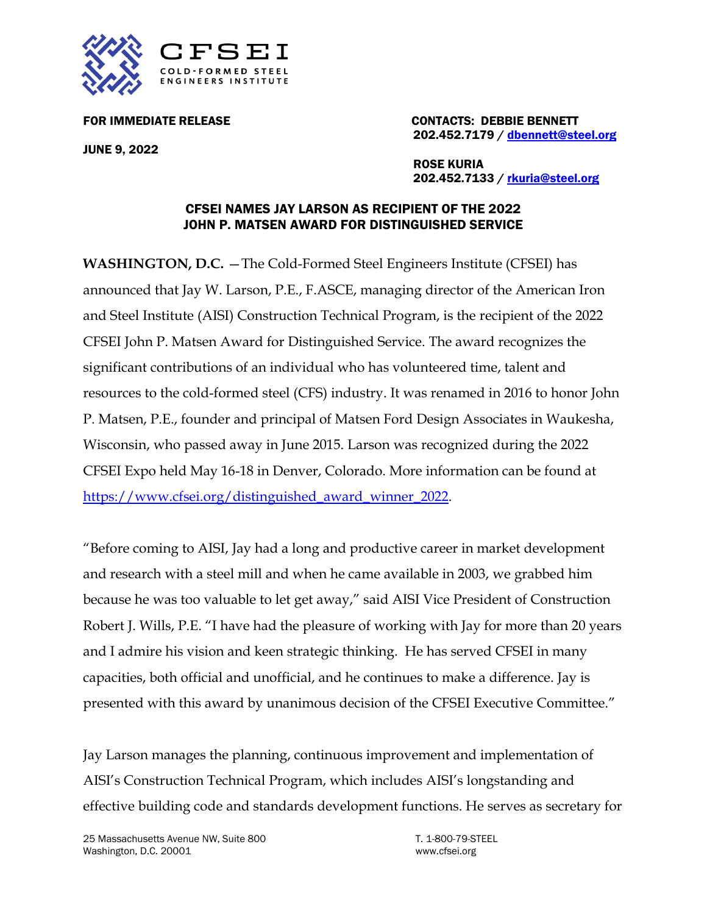CFSEI
COLD-FORMED STEEL ENGINEERS INSTITUTE

**FOR IMMEDIATE RELEASE**

**JUNE 9, 2022**

**CONTACTS: DEBBIE BENNETT**
**202.452.7179 / [dbennett@steel.org](mailto:dbennett@steel.org)**

**ROSE KURIA**
**202.452.7133 / [rkuria@steel.org](mailto:rkuria@steel.org)**

## CFSEI NAMES JAY LARSON AS RECIPIENT OF THE 2022 JOHN P. MATSEN AWARD FOR DISTINGUISHED SERVICE

**WASHINGTON, D.C.** —The Cold-Formed Steel Engineers Institute (CFSEI) has announced that Jay W. Larson, P.E., F.ASCE, managing director of the American Iron and Steel Institute (AISI) Construction Technical Program, is the recipient of the 2022 CFSEI John P. Matsen Award for Distinguished Service. The award recognizes the significant contributions of an individual who has volunteered time, talent and resources to the cold-formed steel (CFS) industry. It was renamed in 2016 to honor John P. Matsen, P.E., founder and principal of Matsen Ford Design Associates in Waukesha, Wisconsin, who passed away in June 2015. Larson was recognized during the 2022 CFSEI Expo held May 16-18 in Denver, Colorado. More information can be found at [https://www.cfsei.org/distinguished_award_winner_2022](https://www.cfsei.org/distinguished_award_winner_2022).

"Before coming to AISI, Jay had a long and productive career in market development and research with a steel mill and when he came available in 2003, we grabbed him because he was too valuable to let get away," said AISI Vice President of Construction Robert J. Wills, P.E. "I have had the pleasure of working with Jay for more than 20 years and I admire his vision and keen strategic thinking. He has served CFSEI in many capacities, both official and unofficial, and he continues to make a difference. Jay is presented with this award by unanimous decision of the CFSEI Executive Committee."

Jay Larson manages the planning, continuous improvement and implementation of AISI's Construction Technical Program, which includes AISI's longstanding and effective building code and standards development functions. He serves as secretary for

25 Massachusetts Avenue NW, Suite 800
Washington, D.C. 20001

T. 1-800-79-STEEL
www.cfsei.org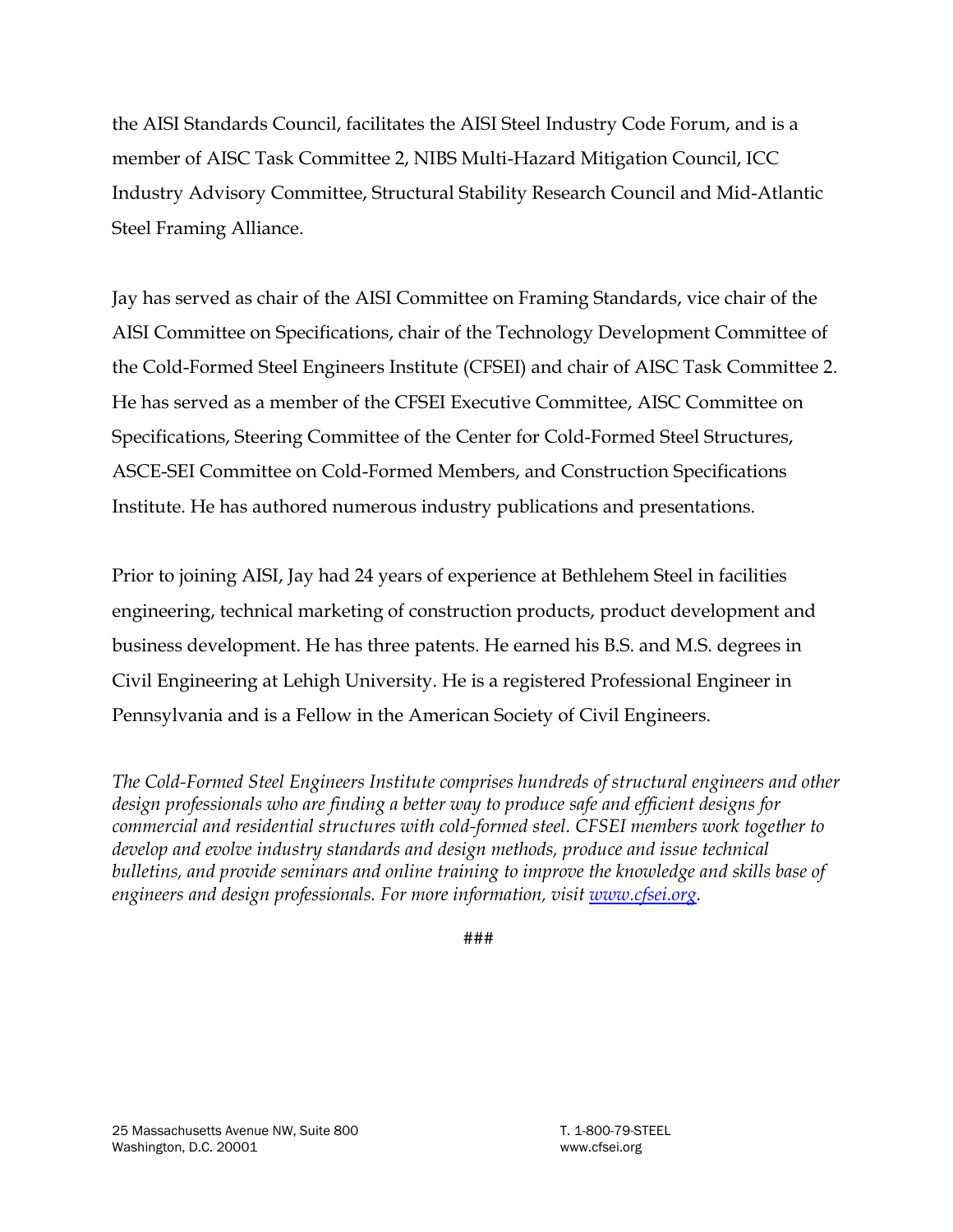the AISI Standards Council, facilitates the AISI Steel Industry Code Forum, and is a member of AISC Task Committee 2, NIBS Multi-Hazard Mitigation Council, ICC Industry Advisory Committee, Structural Stability Research Council and Mid-Atlantic Steel Framing Alliance.

Jay has served as chair of the AISI Committee on Framing Standards, vice chair of the AISI Committee on Specifications, chair of the Technology Development Committee of the Cold-Formed Steel Engineers Institute (CFSEI) and chair of AISC Task Committee 2. He has served as a member of the CFSEI Executive Committee, AISC Committee on Specifications, Steering Committee of the Center for Cold-Formed Steel Structures, ASCE-SEI Committee on Cold-Formed Members, and Construction Specifications Institute. He has authored numerous industry publications and presentations.

Prior to joining AISI, Jay had 24 years of experience at Bethlehem Steel in facilities engineering, technical marketing of construction products, product development and business development. He has three patents. He earned his B.S. and M.S. degrees in Civil Engineering at Lehigh University. He is a registered Professional Engineer in Pennsylvania and is a Fellow in the American Society of Civil Engineers.

*The Cold-Formed Steel Engineers Institute comprises hundreds of structural engineers and other design professionals who are finding a better way to produce safe and efficient designs for commercial and residential structures with cold-formed steel. CFSEI members work together to develop and evolve industry standards and design methods, produce and issue technical bulletins, and provide seminars and online training to improve the knowledge and skills base of engineers and design professionals. For more information, visit [www.cfsei.org](http://www.cfsei.org).*

###

25 Massachusetts Avenue NW, Suite 800
Washington, D.C. 20001

T. 1-800-79-STEEL
www.cfsei.org